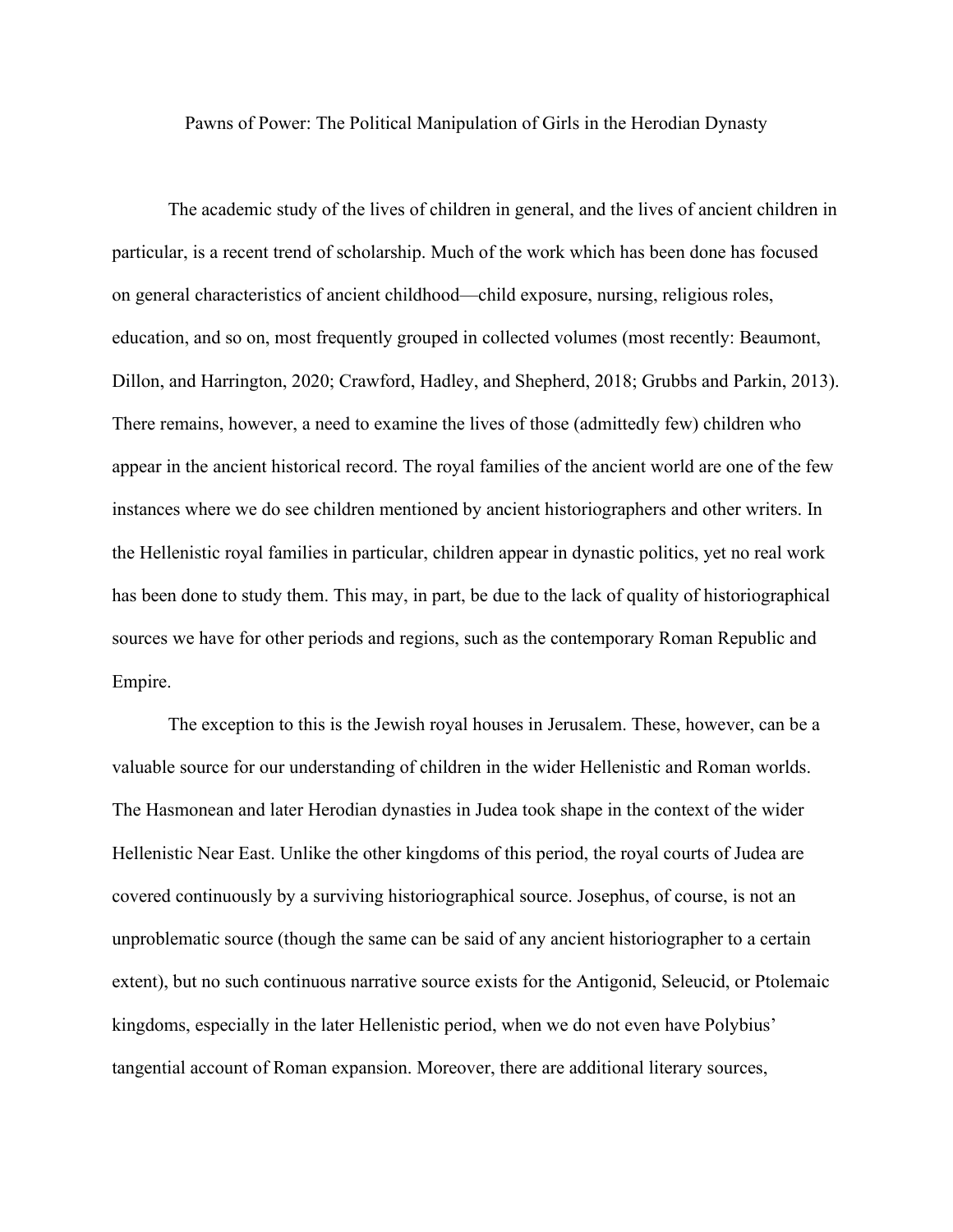# Pawns of Power: The Political Manipulation of Girls in the Herodian Dynasty

The academic study of the lives of children in general, and the lives of ancient children in particular, is a recent trend of scholarship. Much of the work which has been done has focused on general characteristics of ancient childhood—child exposure, nursing, religious roles, education, and so on, most frequently grouped in collected volumes (most recently: Beaumont, Dillon, and Harrington, 2020; Crawford, Hadley, and Shepherd, 2018; Grubbs and Parkin, 2013). There remains, however, a need to examine the lives of those (admittedly few) children who appear in the ancient historical record. The royal families of the ancient world are one of the few instances where we do see children mentioned by ancient historiographers and other writers. In the Hellenistic royal families in particular, children appear in dynastic politics, yet no real work has been done to study them. This may, in part, be due to the lack of quality of historiographical sources we have for other periods and regions, such as the contemporary Roman Republic and Empire.

The exception to this is the Jewish royal houses in Jerusalem. These, however, can be a valuable source for our understanding of children in the wider Hellenistic and Roman worlds. The Hasmonean and later Herodian dynasties in Judea took shape in the context of the wider Hellenistic Near East. Unlike the other kingdoms of this period, the royal courts of Judea are covered continuously by a surviving historiographical source. Josephus, of course, is not an unproblematic source (though the same can be said of any ancient historiographer to a certain extent), but no such continuous narrative source exists for the Antigonid, Seleucid, or Ptolemaic kingdoms, especially in the later Hellenistic period, when we do not even have Polybius' tangential account of Roman expansion. Moreover, there are additional literary sources,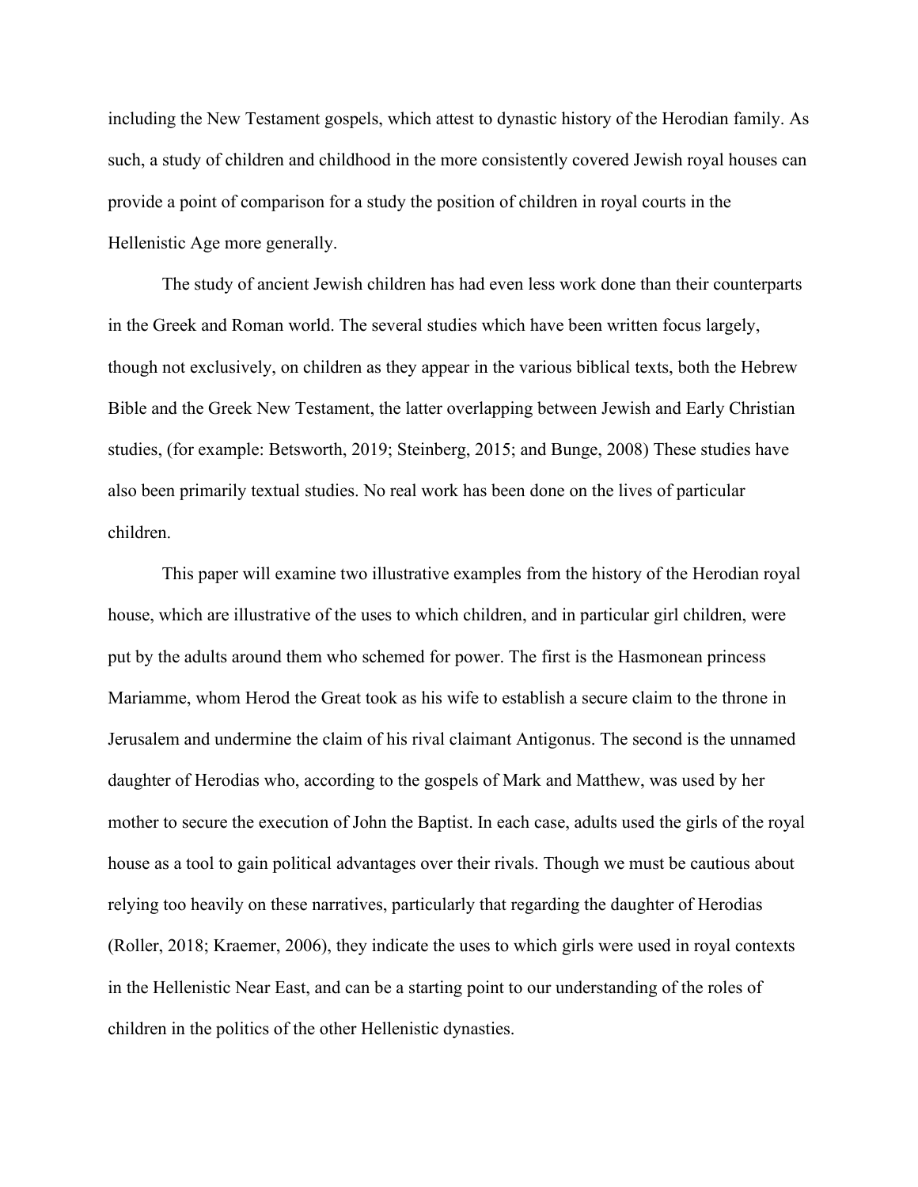including the New Testament gospels, which attest to dynastic history of the Herodian family. As such, a study of children and childhood in the more consistently covered Jewish royal houses can provide a point of comparison for a study the position of children in royal courts in the Hellenistic Age more generally.

The study of ancient Jewish children has had even less work done than their counterparts in the Greek and Roman world. The several studies which have been written focus largely, though not exclusively, on children as they appear in the various biblical texts, both the Hebrew Bible and the Greek New Testament, the latter overlapping between Jewish and Early Christian studies, (for example: Betsworth, 2019; Steinberg, 2015; and Bunge, 2008) These studies have also been primarily textual studies. No real work has been done on the lives of particular children.

This paper will examine two illustrative examples from the history of the Herodian royal house, which are illustrative of the uses to which children, and in particular girl children, were put by the adults around them who schemed for power. The first is the Hasmonean princess Mariamme, whom Herod the Great took as his wife to establish a secure claim to the throne in Jerusalem and undermine the claim of his rival claimant Antigonus. The second is the unnamed daughter of Herodias who, according to the gospels of Mark and Matthew, was used by her mother to secure the execution of John the Baptist. In each case, adults used the girls of the royal house as a tool to gain political advantages over their rivals. Though we must be cautious about relying too heavily on these narratives, particularly that regarding the daughter of Herodias (Roller, 2018; Kraemer, 2006), they indicate the uses to which girls were used in royal contexts in the Hellenistic Near East, and can be a starting point to our understanding of the roles of children in the politics of the other Hellenistic dynasties.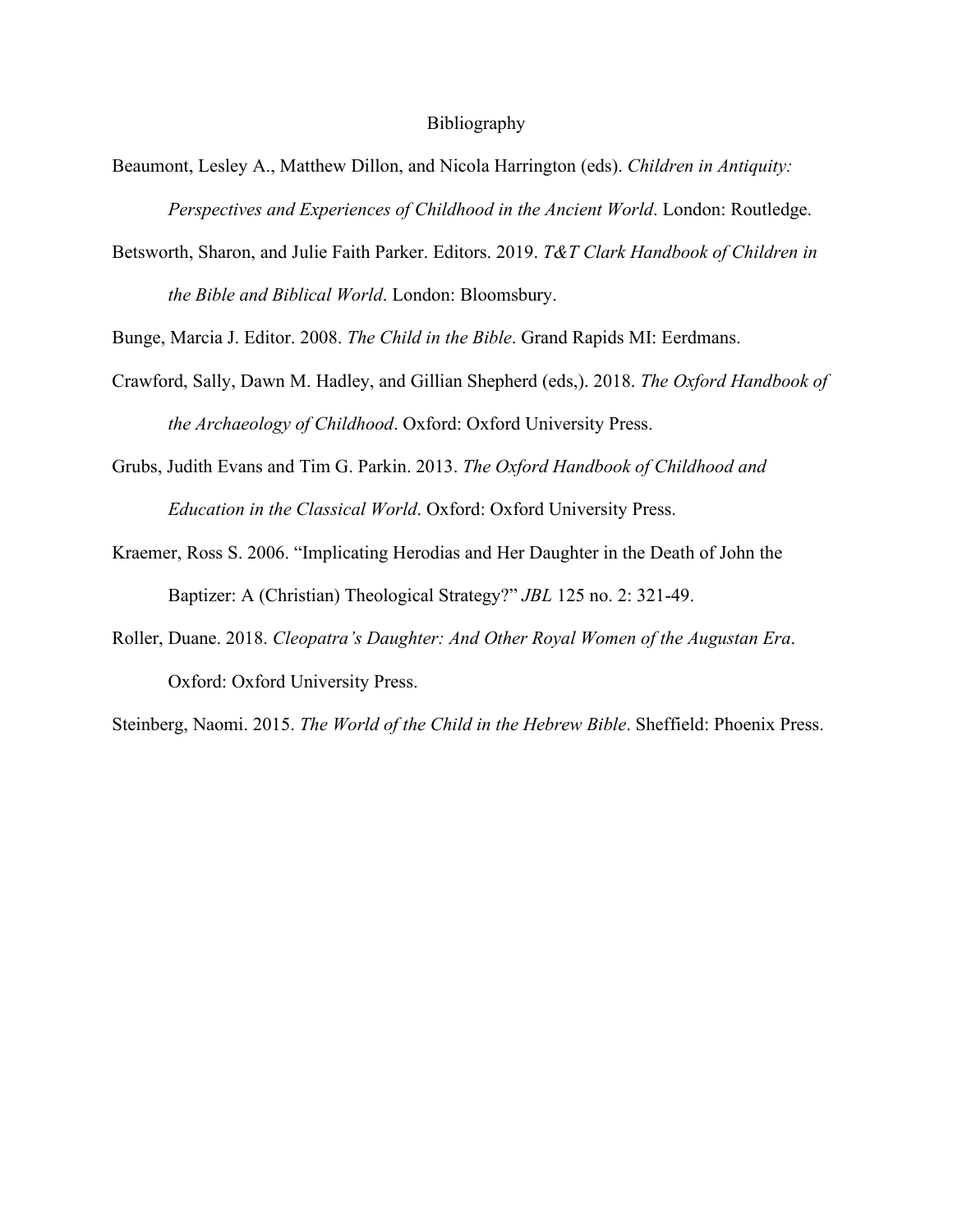# Bibliography

Beaumont, Lesley A., Matthew Dillon, and Nicola Harrington (eds). *Children in Antiquity: Perspectives and Experiences of Childhood in the Ancient World*. London: Routledge.

Betsworth, Sharon, and Julie Faith Parker. Editors. 2019. *T&T Clark Handbook of Children in the Bible and Biblical World*. London: Bloomsbury.

Bunge, Marcia J. Editor. 2008. *The Child in the Bible*. Grand Rapids MI: Eerdmans.

Crawford, Sally, Dawn M. Hadley, and Gillian Shepherd (eds,). 2018. *The Oxford Handbook of the Archaeology of Childhood*. Oxford: Oxford University Press.

Grubs, Judith Evans and Tim G. Parkin. 2013. *The Oxford Handbook of Childhood and Education in the Classical World*. Oxford: Oxford University Press.

Kraemer, Ross S. 2006. "Implicating Herodias and Her Daughter in the Death of John the Baptizer: A (Christian) Theological Strategy?" *JBL* 125 no. 2: 321-49.

Roller, Duane. 2018. *Cleopatra's Daughter: And Other Royal Women of the Augustan Era*. Oxford: Oxford University Press.

Steinberg, Naomi. 2015. *The World of the Child in the Hebrew Bible*. Sheffield: Phoenix Press.